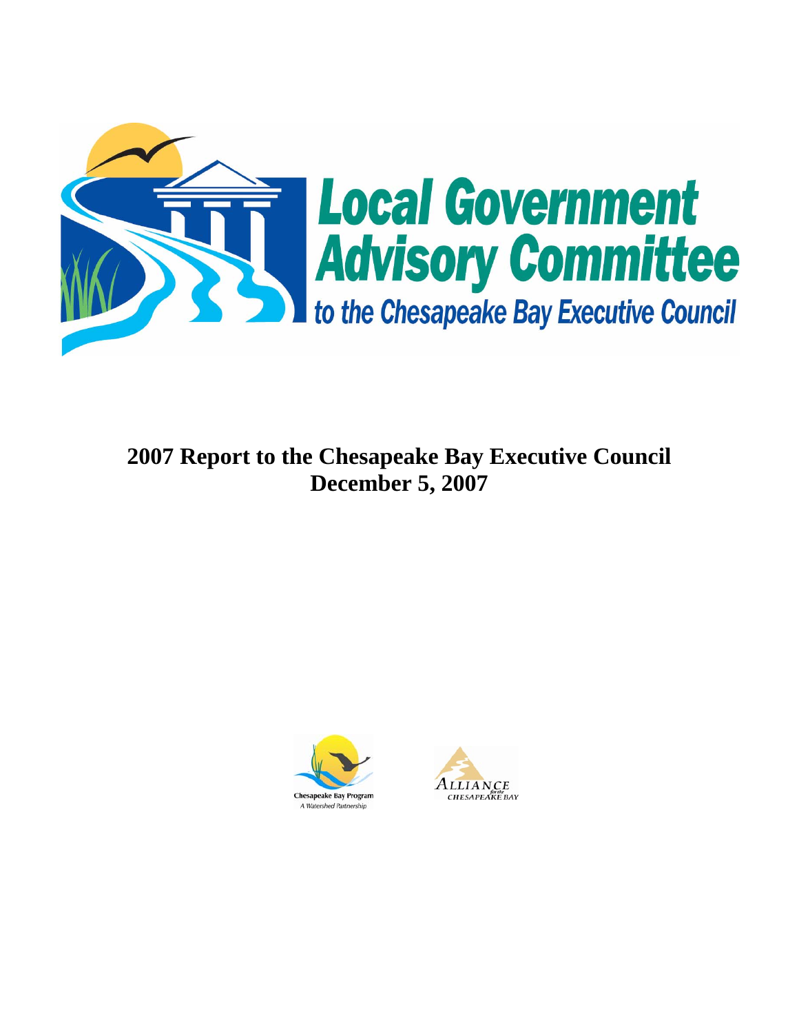# Local Government Advisory Committee

*to the Chesapeake Bay Executive Council*

## 2007 Report to the Chesapeake Bay Executive Council
## December 5, 2007

Chesapeake Bay Program
*A Watershed Partnership*

ALLIANCE *for the* CHESAPEAKE BAY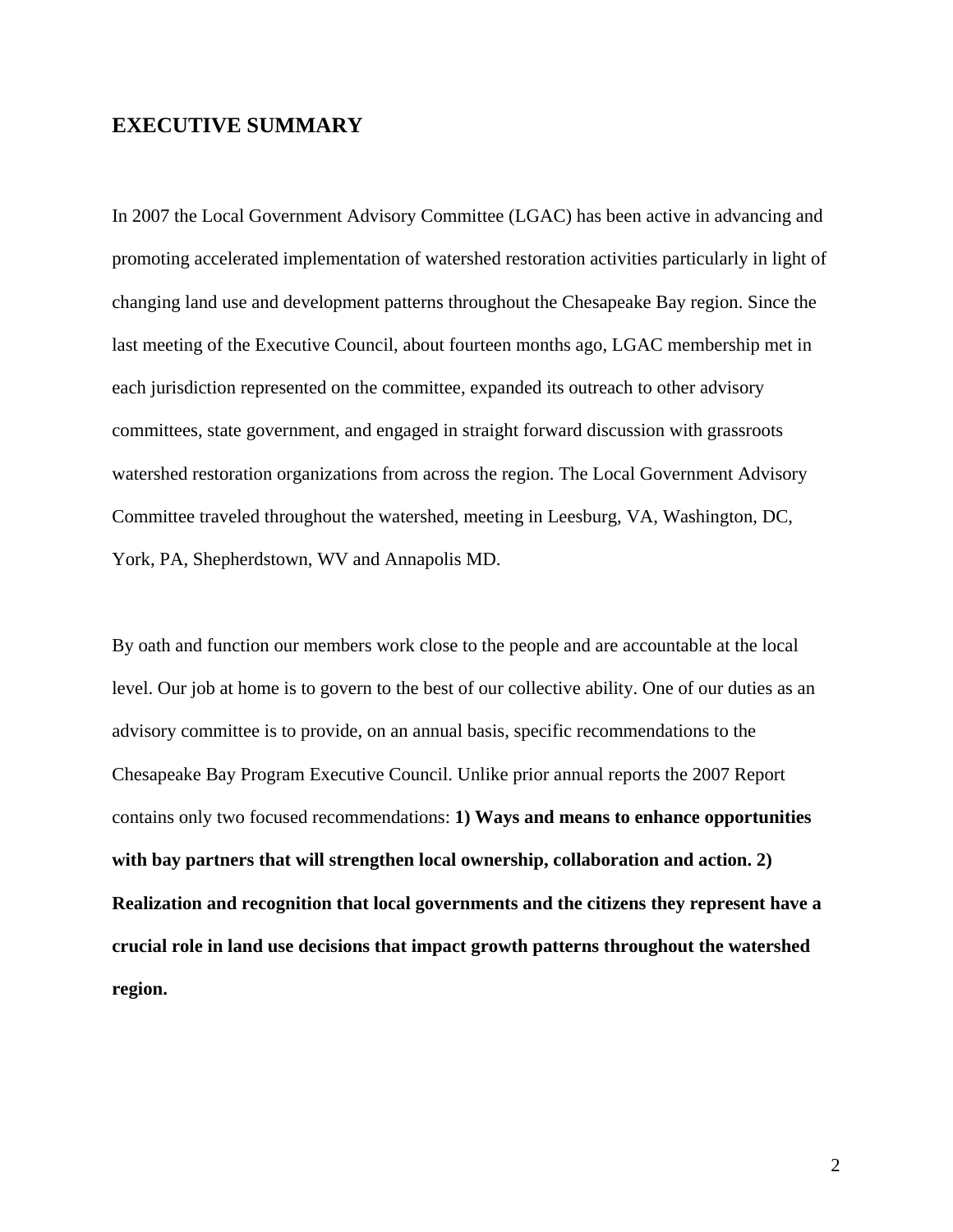## EXECUTIVE SUMMARY

In 2007 the Local Government Advisory Committee (LGAC) has been active in advancing and promoting accelerated implementation of watershed restoration activities particularly in light of changing land use and development patterns throughout the Chesapeake Bay region. Since the last meeting of the Executive Council, about fourteen months ago, LGAC membership met in each jurisdiction represented on the committee, expanded its outreach to other advisory committees, state government, and engaged in straight forward discussion with grassroots watershed restoration organizations from across the region. The Local Government Advisory Committee traveled throughout the watershed, meeting in Leesburg, VA, Washington, DC, York, PA, Shepherdstown, WV and Annapolis MD.

By oath and function our members work close to the people and are accountable at the local level. Our job at home is to govern to the best of our collective ability. One of our duties as an advisory committee is to provide, on an annual basis, specific recommendations to the Chesapeake Bay Program Executive Council. Unlike prior annual reports the 2007 Report contains only two focused recommendations: **1) Ways and means to enhance opportunities with bay partners that will strengthen local ownership, collaboration and action. 2) Realization and recognition that local governments and the citizens they represent have a crucial role in land use decisions that impact growth patterns throughout the watershed region.**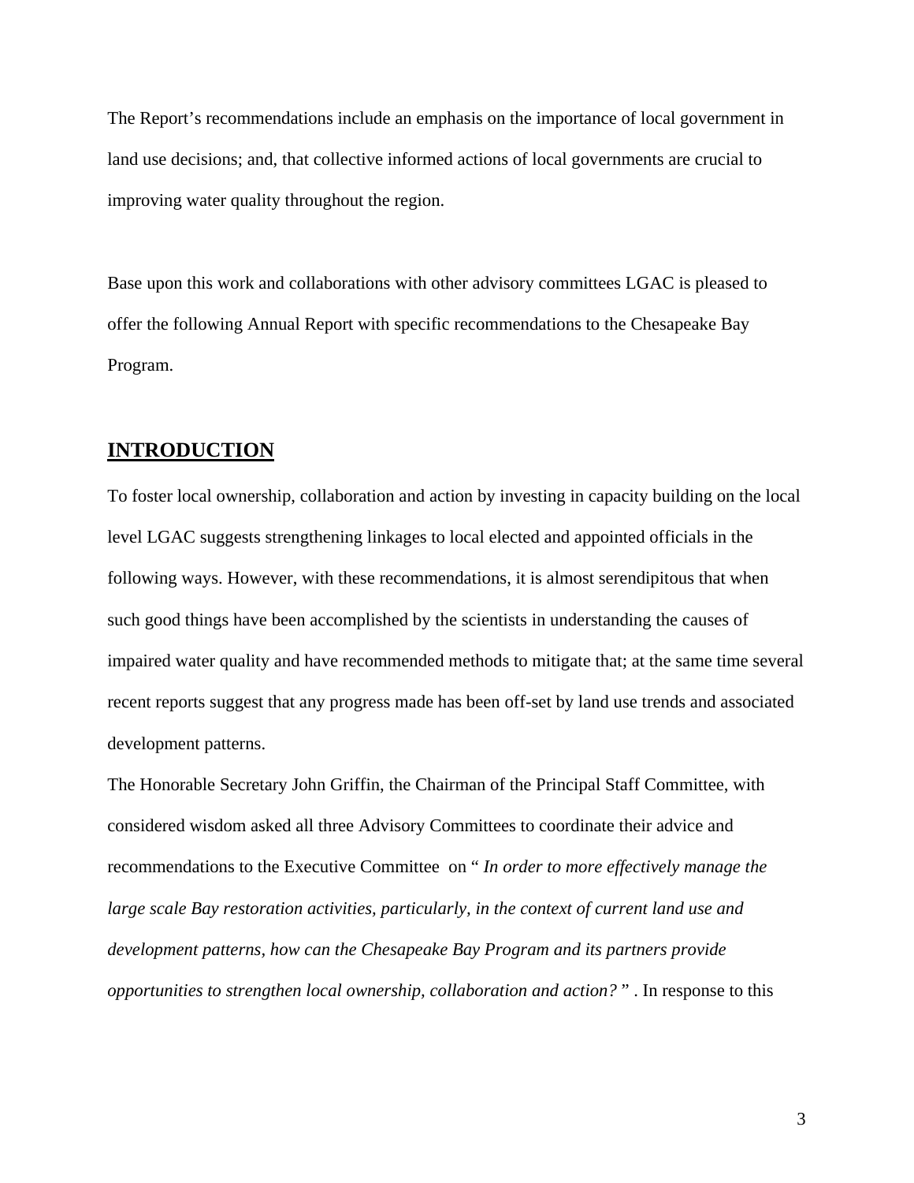The Report's recommendations include an emphasis on the importance of local government in land use decisions; and, that collective informed actions of local governments are crucial to improving water quality throughout the region.

Base upon this work and collaborations with other advisory committees LGAC is pleased to offer the following Annual Report with specific recommendations to the Chesapeake Bay Program.

## INTRODUCTION

To foster local ownership, collaboration and action by investing in capacity building on the local level LGAC suggests strengthening linkages to local elected and appointed officials in the following ways. However, with these recommendations, it is almost serendipitous that when such good things have been accomplished by the scientists in understanding the causes of impaired water quality and have recommended methods to mitigate that; at the same time several recent reports suggest that any progress made has been off-set by land use trends and associated development patterns.

The Honorable Secretary John Griffin, the Chairman of the Principal Staff Committee, with considered wisdom asked all three Advisory Committees to coordinate their advice and recommendations to the Executive Committee on " *In order to more effectively manage the large scale Bay restoration activities, particularly, in the context of current land use and development patterns, how can the Chesapeake Bay Program and its partners provide opportunities to strengthen local ownership, collaboration and action?* " . In response to this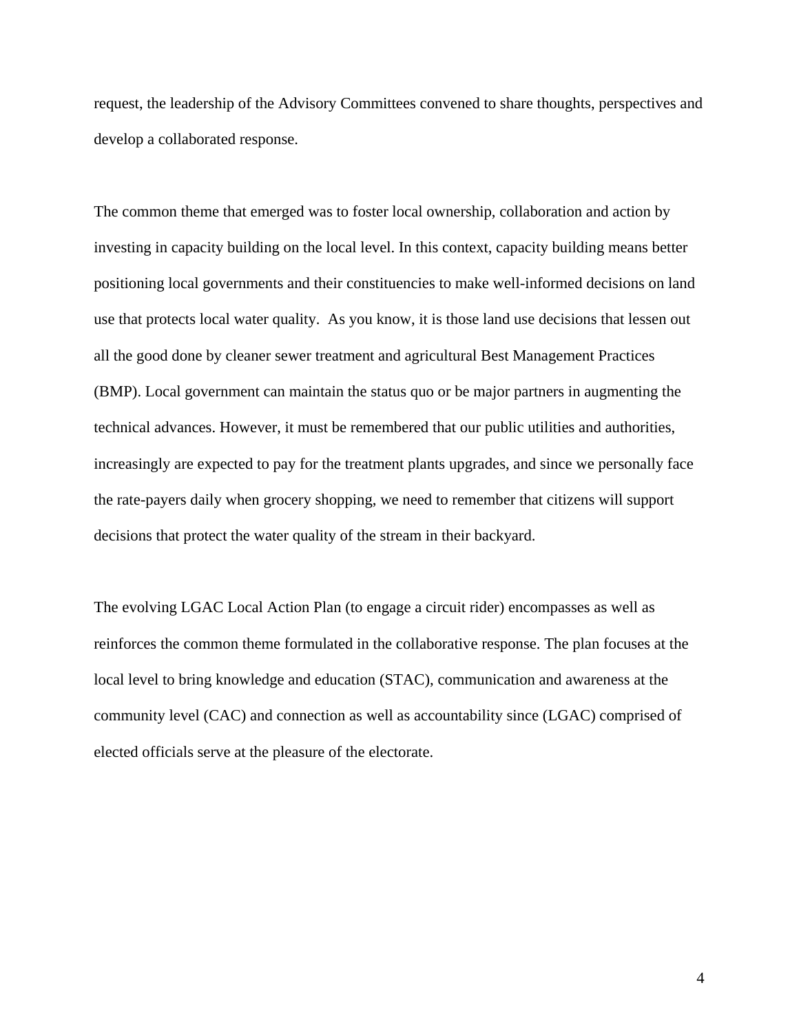request, the leadership of the Advisory Committees convened to share thoughts, perspectives and develop a collaborated response.

The common theme that emerged was to foster local ownership, collaboration and action by investing in capacity building on the local level. In this context, capacity building means better positioning local governments and their constituencies to make well-informed decisions on land use that protects local water quality. As you know, it is those land use decisions that lessen out all the good done by cleaner sewer treatment and agricultural Best Management Practices (BMP). Local government can maintain the status quo or be major partners in augmenting the technical advances. However, it must be remembered that our public utilities and authorities, increasingly are expected to pay for the treatment plants upgrades, and since we personally face the rate-payers daily when grocery shopping, we need to remember that citizens will support decisions that protect the water quality of the stream in their backyard.

The evolving LGAC Local Action Plan (to engage a circuit rider) encompasses as well as reinforces the common theme formulated in the collaborative response. The plan focuses at the local level to bring knowledge and education (STAC), communication and awareness at the community level (CAC) and connection as well as accountability since (LGAC) comprised of elected officials serve at the pleasure of the electorate.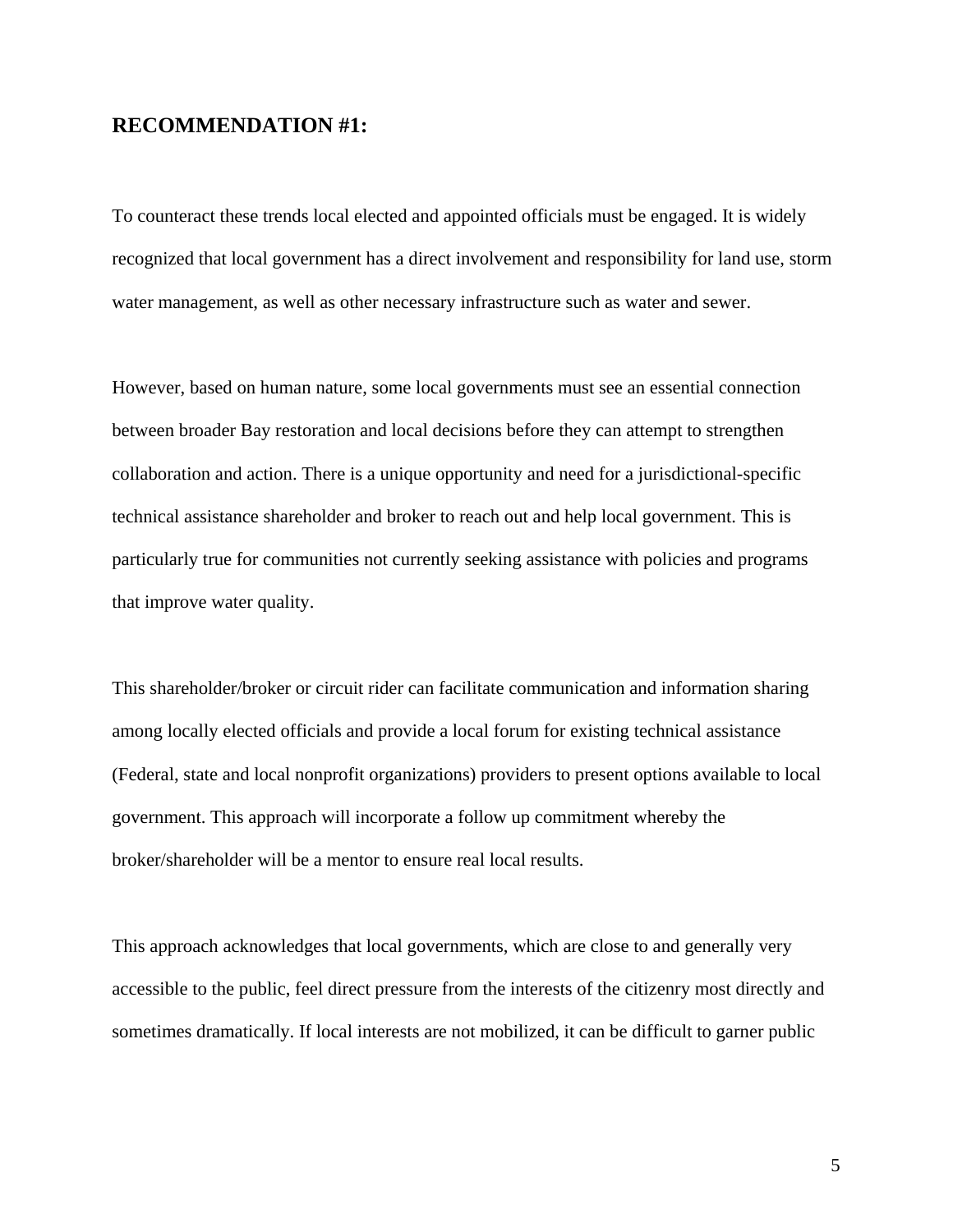## RECOMMENDATION #1:

To counteract these trends local elected and appointed officials must be engaged. It is widely recognized that local government has a direct involvement and responsibility for land use, storm water management, as well as other necessary infrastructure such as water and sewer.

However, based on human nature, some local governments must see an essential connection between broader Bay restoration and local decisions before they can attempt to strengthen collaboration and action. There is a unique opportunity and need for a jurisdictional-specific technical assistance shareholder and broker to reach out and help local government. This is particularly true for communities not currently seeking assistance with policies and programs that improve water quality.

This shareholder/broker or circuit rider can facilitate communication and information sharing among locally elected officials and provide a local forum for existing technical assistance (Federal, state and local nonprofit organizations) providers to present options available to local government. This approach will incorporate a follow up commitment whereby the broker/shareholder will be a mentor to ensure real local results.

This approach acknowledges that local governments, which are close to and generally very accessible to the public, feel direct pressure from the interests of the citizenry most directly and sometimes dramatically. If local interests are not mobilized, it can be difficult to garner public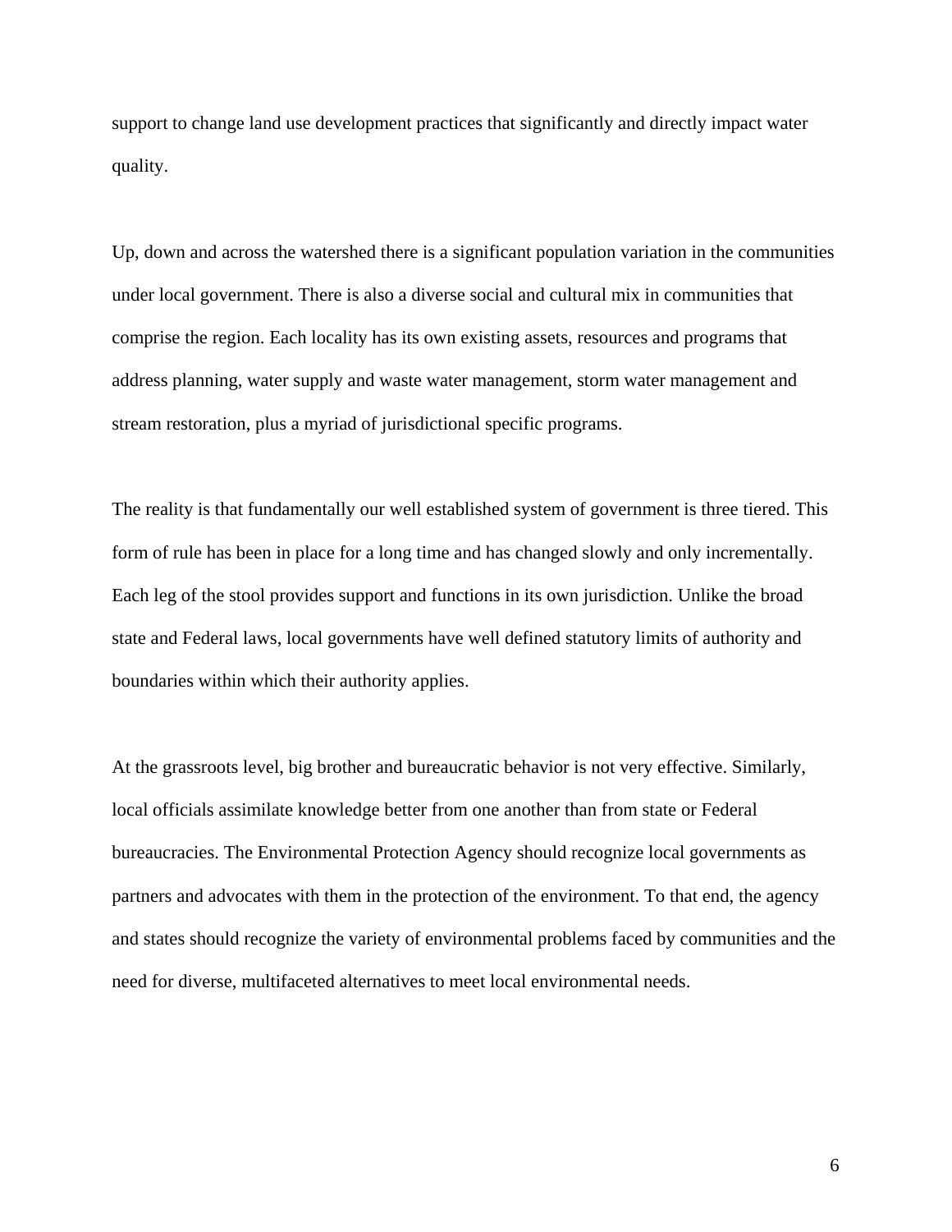support to change land use development practices that significantly and directly impact water quality.

Up, down and across the watershed there is a significant population variation in the communities under local government. There is also a diverse social and cultural mix in communities that comprise the region. Each locality has its own existing assets, resources and programs that address planning, water supply and waste water management, storm water management and stream restoration, plus a myriad of jurisdictional specific programs.

The reality is that fundamentally our well established system of government is three tiered. This form of rule has been in place for a long time and has changed slowly and only incrementally. Each leg of the stool provides support and functions in its own jurisdiction. Unlike the broad state and Federal laws, local governments have well defined statutory limits of authority and boundaries within which their authority applies.

At the grassroots level, big brother and bureaucratic behavior is not very effective. Similarly, local officials assimilate knowledge better from one another than from state or Federal bureaucracies. The Environmental Protection Agency should recognize local governments as partners and advocates with them in the protection of the environment. To that end, the agency and states should recognize the variety of environmental problems faced by communities and the need for diverse, multifaceted alternatives to meet local environmental needs.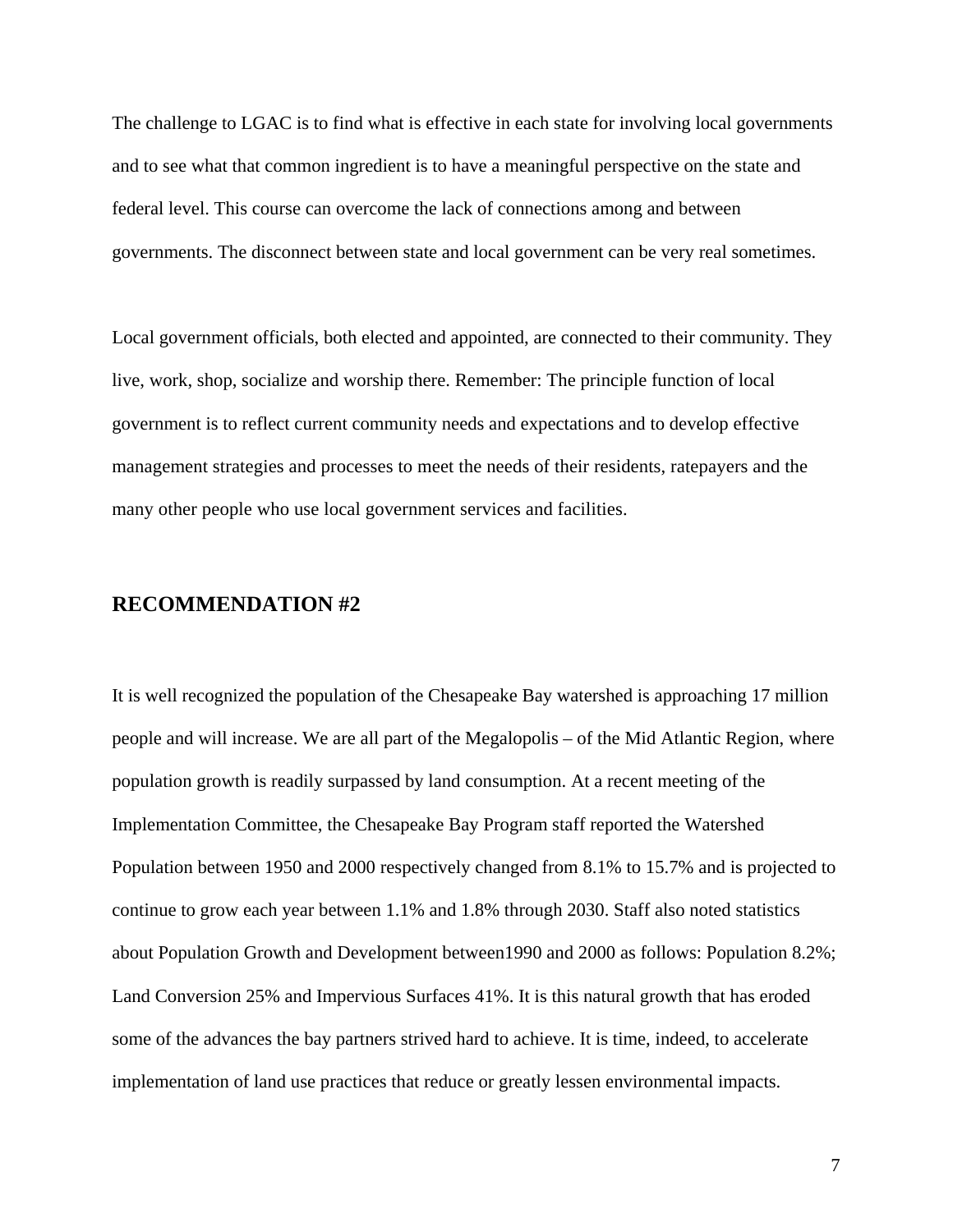The challenge to LGAC is to find what is effective in each state for involving local governments and to see what that common ingredient is to have a meaningful perspective on the state and federal level. This course can overcome the lack of connections among and between governments. The disconnect between state and local government can be very real sometimes.

Local government officials, both elected and appointed, are connected to their community. They live, work, shop, socialize and worship there. Remember: The principle function of local government is to reflect current community needs and expectations and to develop effective management strategies and processes to meet the needs of their residents, ratepayers and the many other people who use local government services and facilities.

## RECOMMENDATION #2

It is well recognized the population of the Chesapeake Bay watershed is approaching 17 million people and will increase. We are all part of the Megalopolis – of the Mid Atlantic Region, where population growth is readily surpassed by land consumption. At a recent meeting of the Implementation Committee, the Chesapeake Bay Program staff reported the Watershed Population between 1950 and 2000 respectively changed from 8.1% to 15.7% and is projected to continue to grow each year between 1.1% and 1.8% through 2030. Staff also noted statistics about Population Growth and Development between1990 and 2000 as follows: Population 8.2%; Land Conversion 25% and Impervious Surfaces 41%. It is this natural growth that has eroded some of the advances the bay partners strived hard to achieve. It is time, indeed, to accelerate implementation of land use practices that reduce or greatly lessen environmental impacts.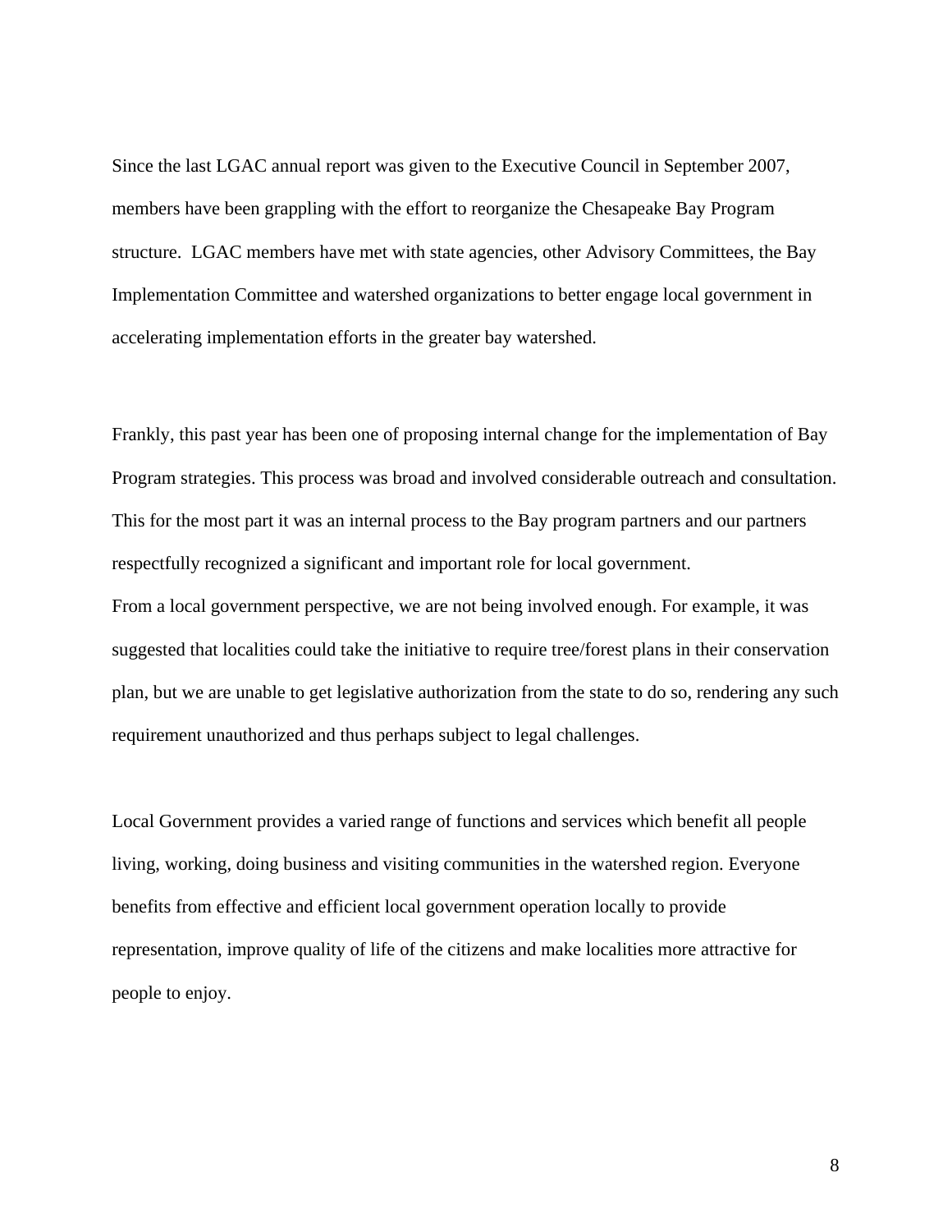Since the last LGAC annual report was given to the Executive Council in September 2007, members have been grappling with the effort to reorganize the Chesapeake Bay Program structure. LGAC members have met with state agencies, other Advisory Committees, the Bay Implementation Committee and watershed organizations to better engage local government in accelerating implementation efforts in the greater bay watershed.

Frankly, this past year has been one of proposing internal change for the implementation of Bay Program strategies. This process was broad and involved considerable outreach and consultation. This for the most part it was an internal process to the Bay program partners and our partners respectfully recognized a significant and important role for local government.
From a local government perspective, we are not being involved enough. For example, it was suggested that localities could take the initiative to require tree/forest plans in their conservation plan, but we are unable to get legislative authorization from the state to do so, rendering any such requirement unauthorized and thus perhaps subject to legal challenges.

Local Government provides a varied range of functions and services which benefit all people living, working, doing business and visiting communities in the watershed region. Everyone benefits from effective and efficient local government operation locally to provide representation, improve quality of life of the citizens and make localities more attractive for people to enjoy.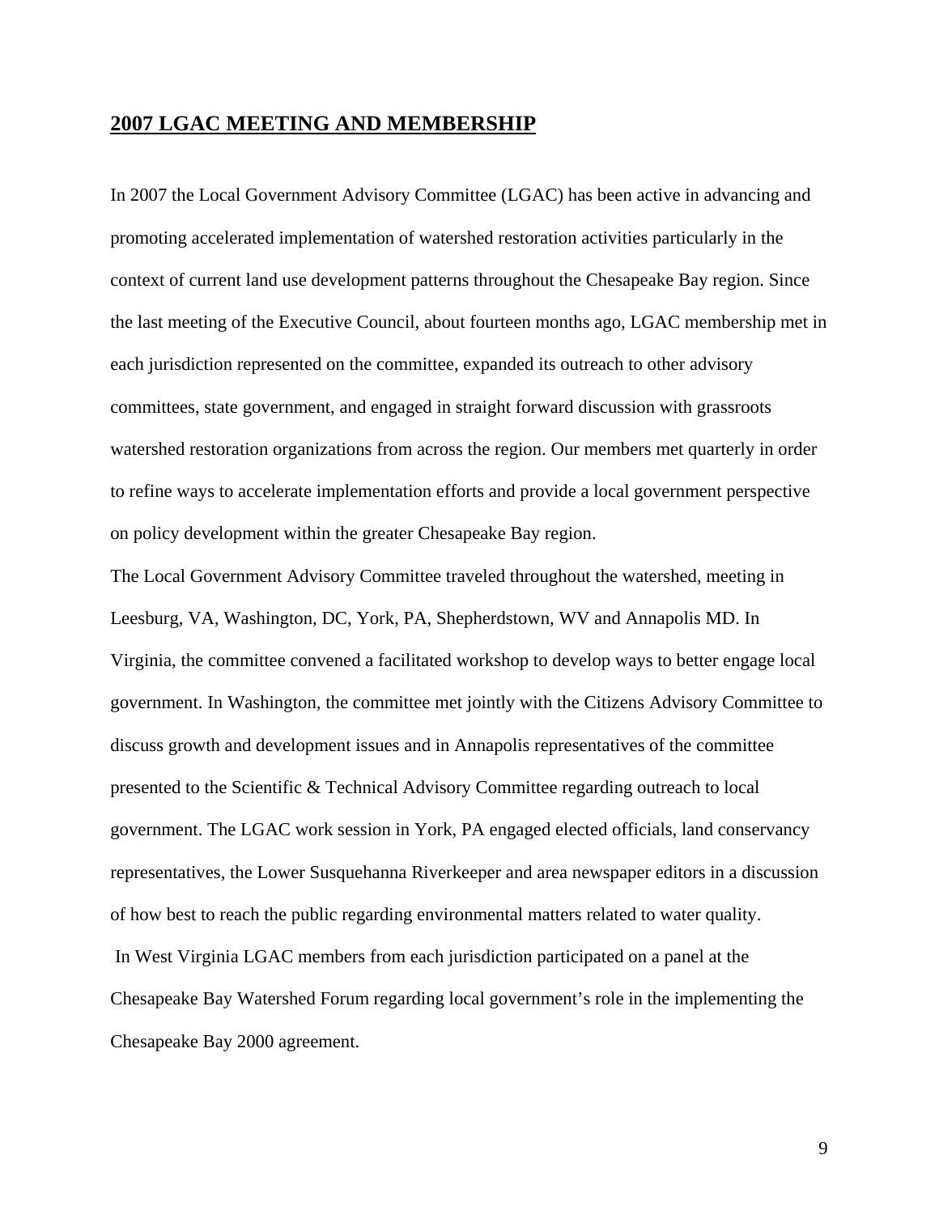## 2007 LGAC MEETING AND MEMBERSHIP

In 2007 the Local Government Advisory Committee (LGAC) has been active in advancing and promoting accelerated implementation of watershed restoration activities particularly in the context of current land use development patterns throughout the Chesapeake Bay region. Since the last meeting of the Executive Council, about fourteen months ago, LGAC membership met in each jurisdiction represented on the committee, expanded its outreach to other advisory committees, state government, and engaged in straight forward discussion with grassroots watershed restoration organizations from across the region. Our members met quarterly in order to refine ways to accelerate implementation efforts and provide a local government perspective on policy development within the greater Chesapeake Bay region.

The Local Government Advisory Committee traveled throughout the watershed, meeting in Leesburg, VA, Washington, DC, York, PA, Shepherdstown, WV and Annapolis MD. In Virginia, the committee convened a facilitated workshop to develop ways to better engage local government. In Washington, the committee met jointly with the Citizens Advisory Committee to discuss growth and development issues and in Annapolis representatives of the committee presented to the Scientific & Technical Advisory Committee regarding outreach to local government. The LGAC work session in York, PA engaged elected officials, land conservancy representatives, the Lower Susquehanna Riverkeeper and area newspaper editors in a discussion of how best to reach the public regarding environmental matters related to water quality.

In West Virginia LGAC members from each jurisdiction participated on a panel at the Chesapeake Bay Watershed Forum regarding local government's role in the implementing the Chesapeake Bay 2000 agreement.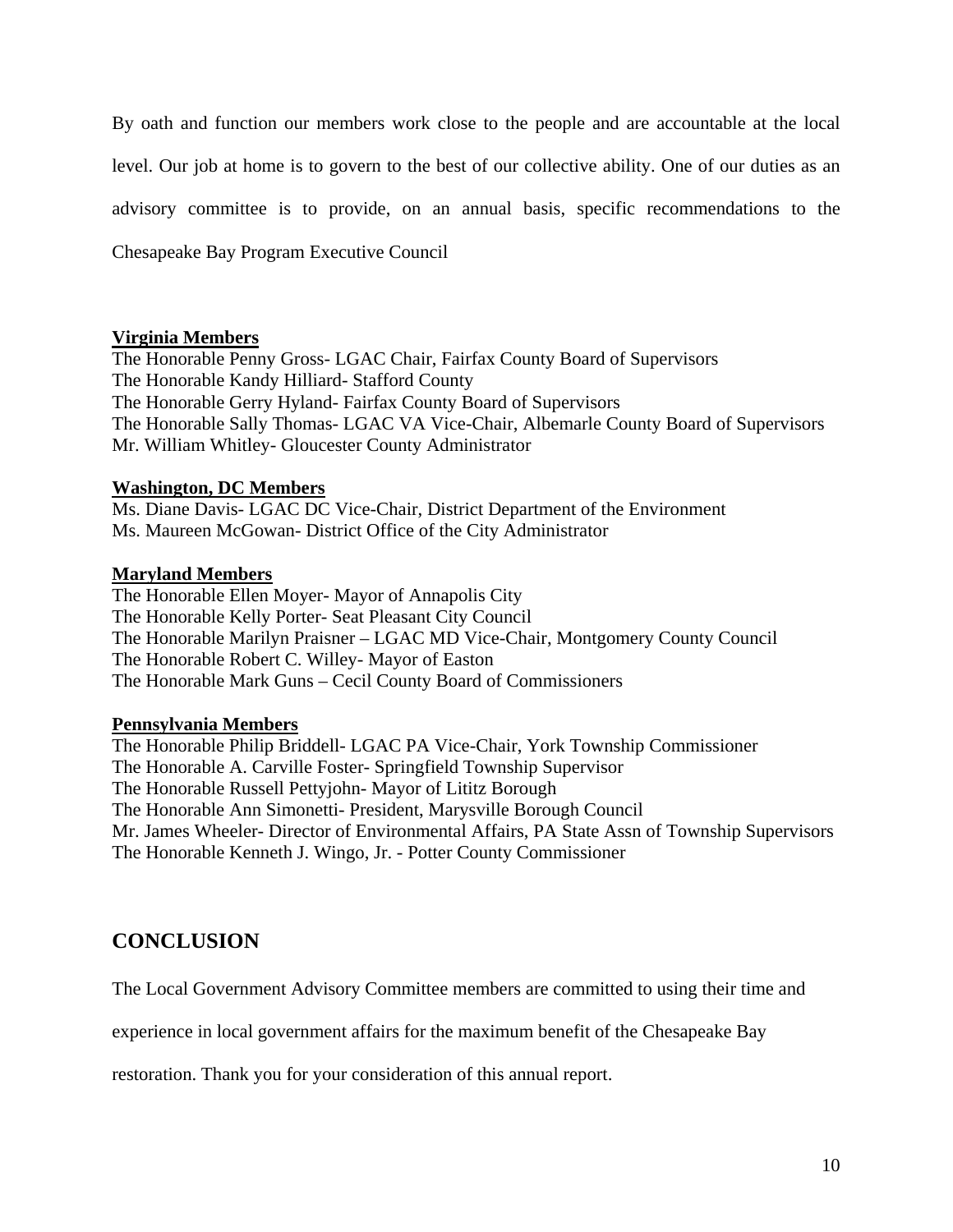By oath and function our members work close to the people and are accountable at the local level. Our job at home is to govern to the best of our collective ability. One of our duties as an advisory committee is to provide, on an annual basis, specific recommendations to the Chesapeake Bay Program Executive Council

**Virginia Members**

The Honorable Penny Gross- LGAC Chair, Fairfax County Board of Supervisors
The Honorable Kandy Hilliard- Stafford County
The Honorable Gerry Hyland- Fairfax County Board of Supervisors
The Honorable Sally Thomas- LGAC VA Vice-Chair, Albemarle County Board of Supervisors
Mr. William Whitley- Gloucester County Administrator

**Washington, DC Members**

Ms. Diane Davis- LGAC DC Vice-Chair, District Department of the Environment
Ms. Maureen McGowan- District Office of the City Administrator

**Maryland Members**

The Honorable Ellen Moyer- Mayor of Annapolis City
The Honorable Kelly Porter- Seat Pleasant City Council
The Honorable Marilyn Praisner – LGAC MD Vice-Chair, Montgomery County Council
The Honorable Robert C. Willey- Mayor of Easton
The Honorable Mark Guns – Cecil County Board of Commissioners

**Pennsylvania Members**

The Honorable Philip Briddell- LGAC PA Vice-Chair, York Township Commissioner
The Honorable A. Carville Foster- Springfield Township Supervisor
The Honorable Russell Pettyjohn- Mayor of Lititz Borough
The Honorable Ann Simonetti- President, Marysville Borough Council
Mr. James Wheeler- Director of Environmental Affairs, PA State Assn of Township Supervisors
The Honorable Kenneth J. Wingo, Jr. - Potter County Commissioner

## CONCLUSION

The Local Government Advisory Committee members are committed to using their time and experience in local government affairs for the maximum benefit of the Chesapeake Bay restoration. Thank you for your consideration of this annual report.